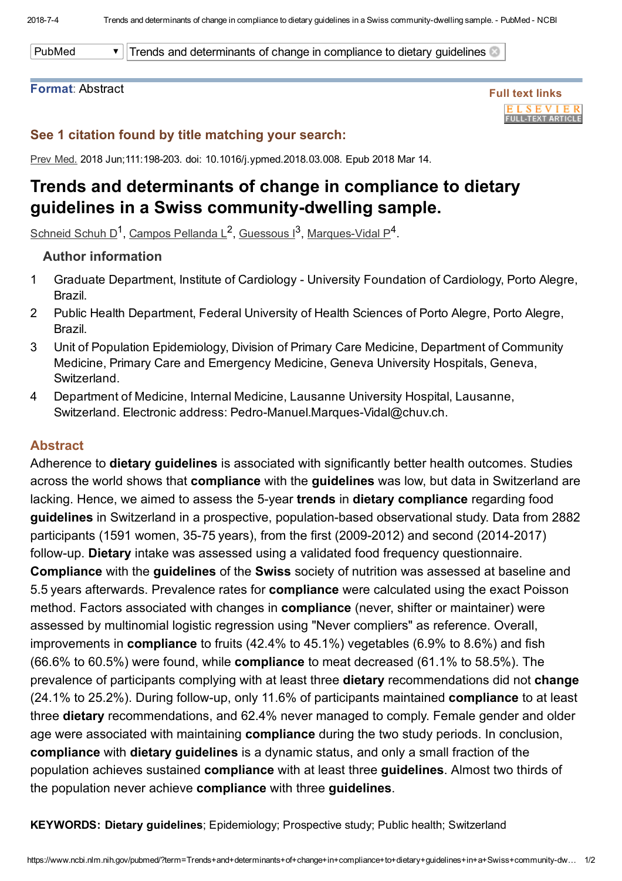Format: Abstract

Full text links

## See 1 citation found by title matching your search:

Prev Med. 2018 Jun;111:198-203. doi: 10.1016/j.ypmed.2018.03.008. Epub 2018 Mar 14.

# Trends and determinants of change in compliance to dietary guidelines in a Swiss community-dwelling sample.

Schneid Schuh D[1], Campos Pellanda L[2], Guessous I[3], Marques-Vidal P[4].

### Author information

1. Graduate Department, Institute of Cardiology - University Foundation of Cardiology, Porto Alegre, Brazil.
2. Public Health Department, Federal University of Health Sciences of Porto Alegre, Porto Alegre, Brazil.
3. Unit of Population Epidemiology, Division of Primary Care Medicine, Department of Community Medicine, Primary Care and Emergency Medicine, Geneva University Hospitals, Geneva, Switzerland.
4. Department of Medicine, Internal Medicine, Lausanne University Hospital, Lausanne, Switzerland. Electronic address: Pedro-Manuel.Marques-Vidal@chuv.ch.

## Abstract

Adherence to **dietary guidelines** is associated with significantly better health outcomes. Studies across the world shows that **compliance** with the **guidelines** was low, but data in Switzerland are lacking. Hence, we aimed to assess the 5-year **trends** in **dietary compliance** regarding food **guidelines** in Switzerland in a prospective, population-based observational study. Data from 2882 participants (1591 women, 35-75 years), from the first (2009-2012) and second (2014-2017) follow-up. **Dietary** intake was assessed using a validated food frequency questionnaire. **Compliance** with the **guidelines** of the **Swiss** society of nutrition was assessed at baseline and 5.5 years afterwards. Prevalence rates for **compliance** were calculated using the exact Poisson method. Factors associated with changes in **compliance** (never, shifter or maintainer) were assessed by multinomial logistic regression using "Never compliers" as reference. Overall, improvements in **compliance** to fruits (42.4% to 45.1%) vegetables (6.9% to 8.6%) and fish (66.6% to 60.5%) were found, while **compliance** to meat decreased (61.1% to 58.5%). The prevalence of participants complying with at least three **dietary** recommendations did not **change** (24.1% to 25.2%). During follow-up, only 11.6% of participants maintained **compliance** to at least three **dietary** recommendations, and 62.4% never managed to comply. Female gender and older age were associated with maintaining **compliance** during the two study periods. In conclusion, **compliance** with **dietary guidelines** is a dynamic status, and only a small fraction of the population achieves sustained **compliance** with at least three **guidelines**. Almost two thirds of the population never achieve **compliance** with three **guidelines**.

**KEYWORDS: Dietary guidelines**; Epidemiology; Prospective study; Public health; Switzerland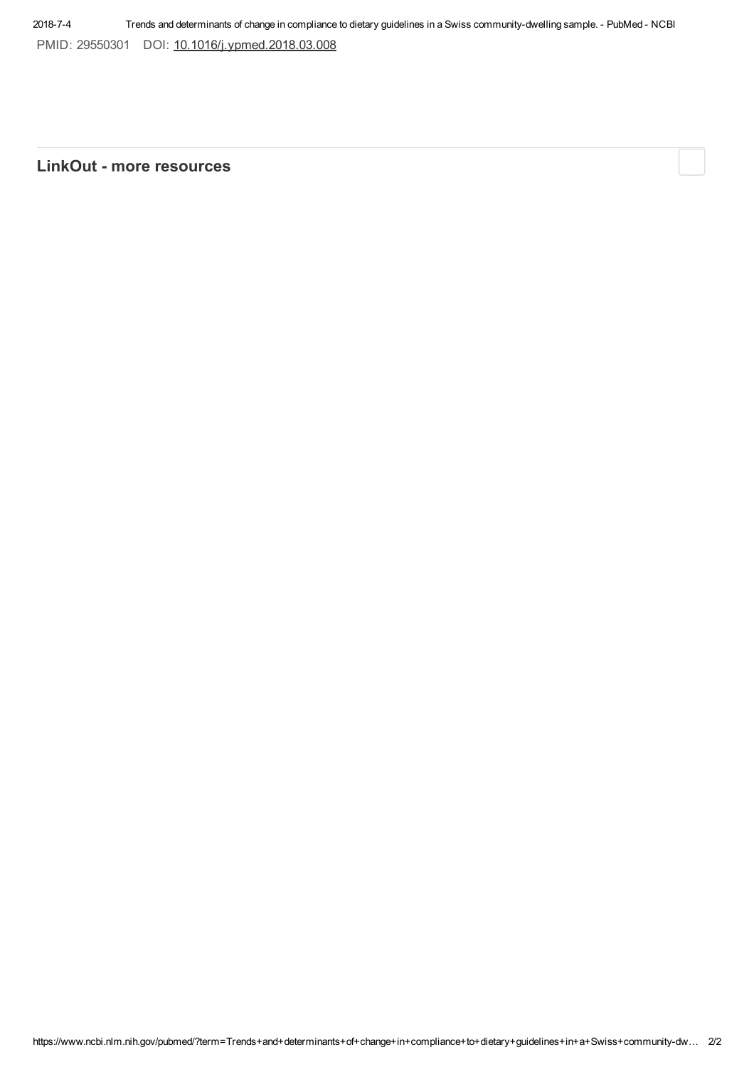PMID: 29550301 DOI: 10.1016/j.ypmed.2018.03.008

## LinkOut - more resources